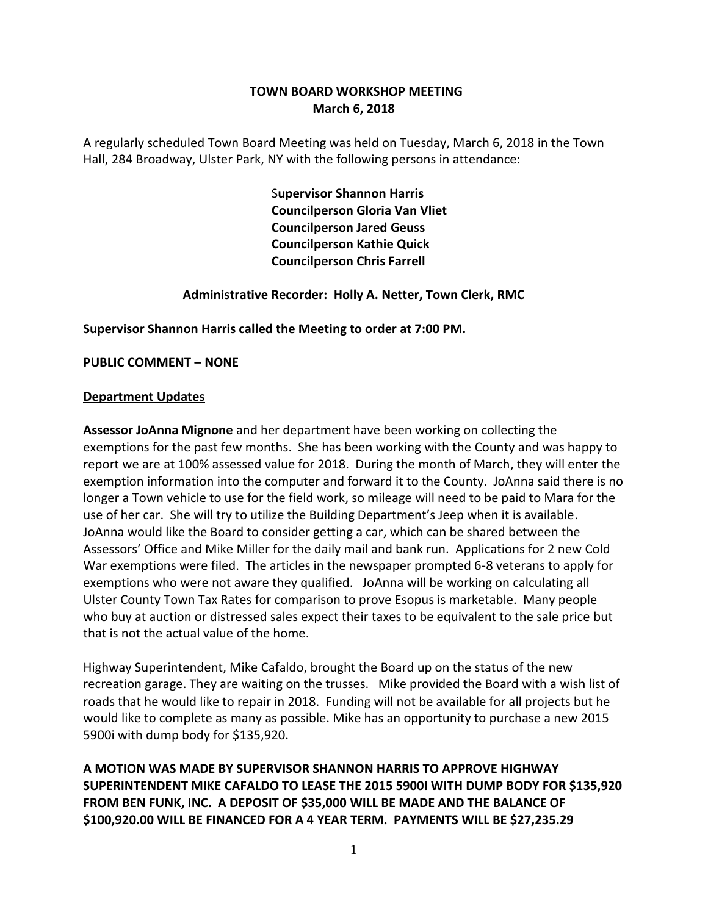**TOWN BOARD WORKSHOP MEETING**
**March 6, 2018**

A regularly scheduled Town Board Meeting was held on Tuesday, March 6, 2018 in the Town Hall, 284 Broadway, Ulster Park, NY with the following persons in attendance:

**Supervisor Shannon Harris**
**Councilperson Gloria Van Vliet**
**Councilperson Jared Geuss**
**Councilperson Kathie Quick**
**Councilperson Chris Farrell**

**Administrative Recorder: Holly A. Netter, Town Clerk, RMC**

**Supervisor Shannon Harris called the Meeting to order at 7:00 PM.**

**PUBLIC COMMENT – NONE**

**Department Updates**

**Assessor JoAnna Mignone** and her department have been working on collecting the exemptions for the past few months. She has been working with the County and was happy to report we are at 100% assessed value for 2018. During the month of March, they will enter the exemption information into the computer and forward it to the County. JoAnna said there is no longer a Town vehicle to use for the field work, so mileage will need to be paid to Mara for the use of her car. She will try to utilize the Building Department's Jeep when it is available. JoAnna would like the Board to consider getting a car, which can be shared between the Assessors' Office and Mike Miller for the daily mail and bank run. Applications for 2 new Cold War exemptions were filed. The articles in the newspaper prompted 6-8 veterans to apply for exemptions who were not aware they qualified. JoAnna will be working on calculating all Ulster County Town Tax Rates for comparison to prove Esopus is marketable. Many people who buy at auction or distressed sales expect their taxes to be equivalent to the sale price but that is not the actual value of the home.

Highway Superintendent, Mike Cafaldo, brought the Board up on the status of the new recreation garage. They are waiting on the trusses. Mike provided the Board with a wish list of roads that he would like to repair in 2018. Funding will not be available for all projects but he would like to complete as many as possible. Mike has an opportunity to purchase a new 2015 5900i with dump body for $135,920.

**A MOTION WAS MADE BY SUPERVISOR SHANNON HARRIS TO APPROVE HIGHWAY SUPERINTENDENT MIKE CAFALDO TO LEASE THE 2015 5900I WITH DUMP BODY FOR $135,920 FROM BEN FUNK, INC. A DEPOSIT OF $35,000 WILL BE MADE AND THE BALANCE OF $100,920.00 WILL BE FINANCED FOR A 4 YEAR TERM. PAYMENTS WILL BE $27,235.29**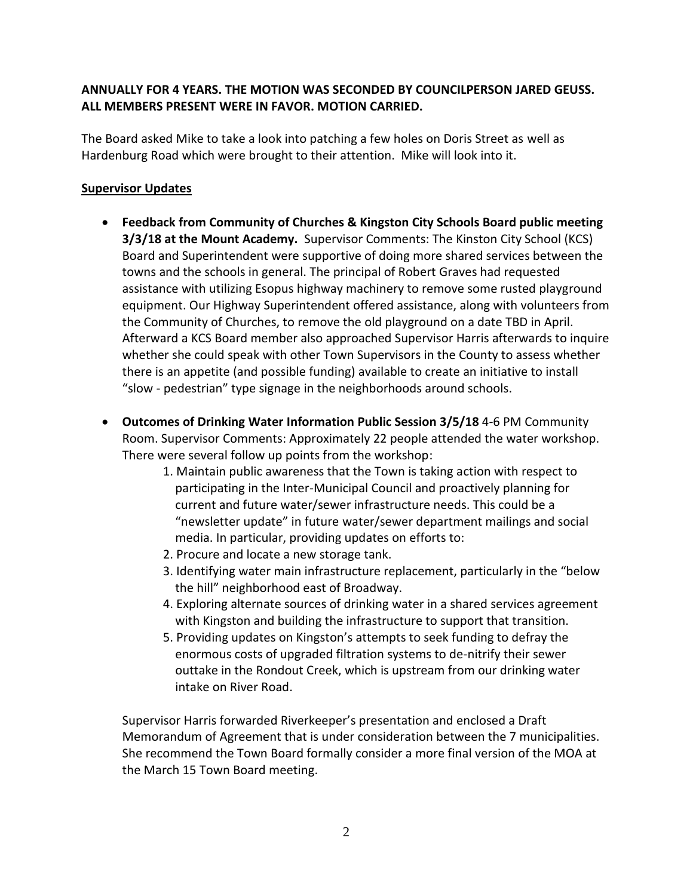**ANNUALLY FOR 4 YEARS. THE MOTION WAS SECONDED BY COUNCILPERSON JARED GEUSS. ALL MEMBERS PRESENT WERE IN FAVOR. MOTION CARRIED.**

The Board asked Mike to take a look into patching a few holes on Doris Street as well as Hardenburg Road which were brought to their attention. Mike will look into it.

**Supervisor Updates**

- **Feedback from Community of Churches & Kingston City Schools Board public meeting 3/3/18 at the Mount Academy.** Supervisor Comments: The Kinston City School (KCS) Board and Superintendent were supportive of doing more shared services between the towns and the schools in general. The principal of Robert Graves had requested assistance with utilizing Esopus highway machinery to remove some rusted playground equipment. Our Highway Superintendent offered assistance, along with volunteers from the Community of Churches, to remove the old playground on a date TBD in April. Afterward a KCS Board member also approached Supervisor Harris afterwards to inquire whether she could speak with other Town Supervisors in the County to assess whether there is an appetite (and possible funding) available to create an initiative to install "slow - pedestrian" type signage in the neighborhoods around schools.

- **Outcomes of Drinking Water Information Public Session 3/5/18** 4-6 PM Community Room. Supervisor Comments: Approximately 22 people attended the water workshop. There were several follow up points from the workshop:
    1. Maintain public awareness that the Town is taking action with respect to participating in the Inter-Municipal Council and proactively planning for current and future water/sewer infrastructure needs. This could be a "newsletter update" in future water/sewer department mailings and social media. In particular, providing updates on efforts to:
    2. Procure and locate a new storage tank.
    3. Identifying water main infrastructure replacement, particularly in the "below the hill" neighborhood east of Broadway.
    4. Exploring alternate sources of drinking water in a shared services agreement with Kingston and building the infrastructure to support that transition.
    5. Providing updates on Kingston's attempts to seek funding to defray the enormous costs of upgraded filtration systems to de-nitrify their sewer outtake in the Rondout Creek, which is upstream from our drinking water intake on River Road.

  Supervisor Harris forwarded Riverkeeper's presentation and enclosed a Draft Memorandum of Agreement that is under consideration between the 7 municipalities. She recommend the Town Board formally consider a more final version of the MOA at the March 15 Town Board meeting.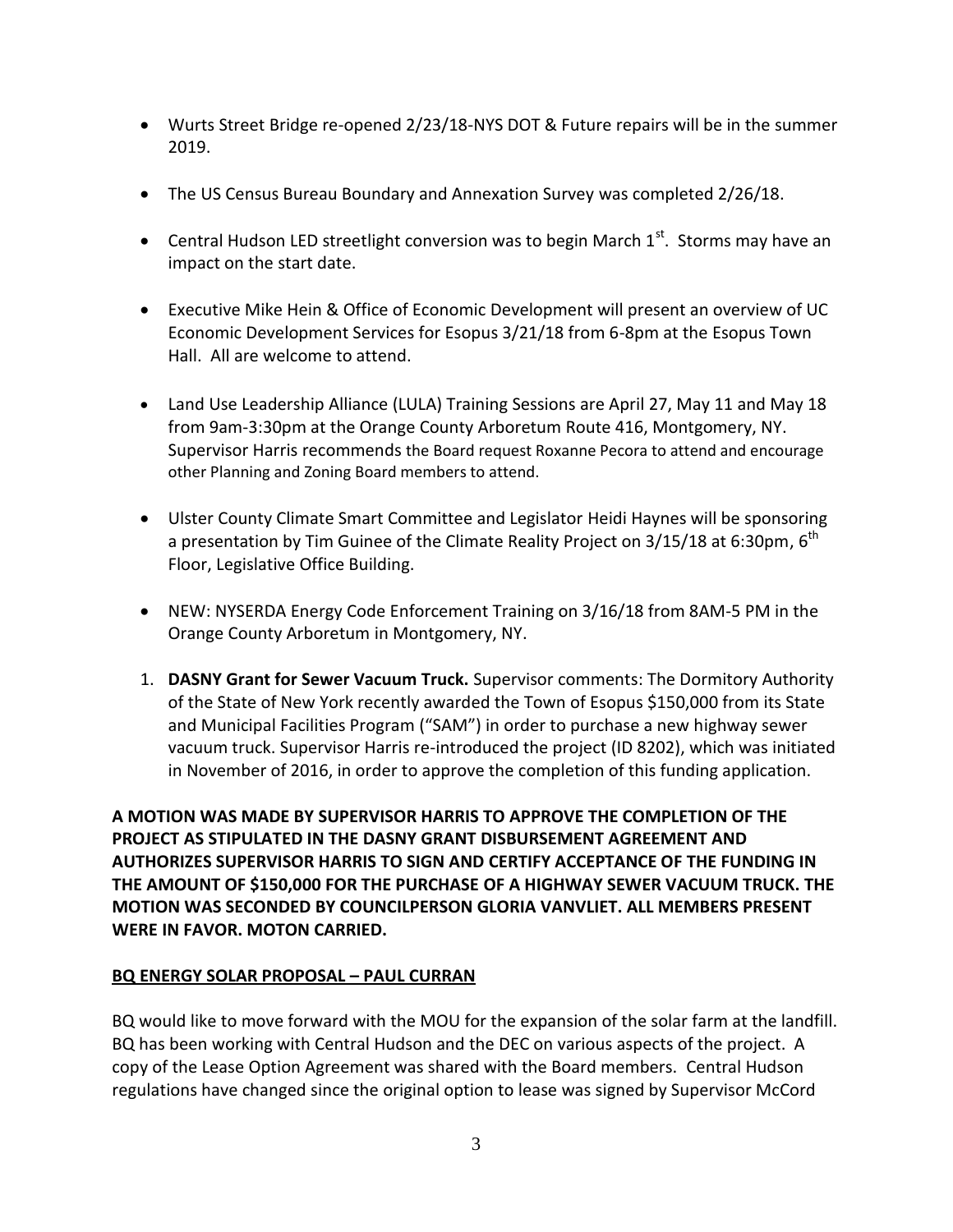- Wurts Street Bridge re-opened 2/23/18-NYS DOT & Future repairs will be in the summer 2019.
- The US Census Bureau Boundary and Annexation Survey was completed 2/26/18.
- Central Hudson LED streetlight conversion was to begin March 1st. Storms may have an impact on the start date.
- Executive Mike Hein & Office of Economic Development will present an overview of UC Economic Development Services for Esopus 3/21/18 from 6-8pm at the Esopus Town Hall. All are welcome to attend.
- Land Use Leadership Alliance (LULA) Training Sessions are April 27, May 11 and May 18 from 9am-3:30pm at the Orange County Arboretum Route 416, Montgomery, NY. Supervisor Harris recommends the Board request Roxanne Pecora to attend and encourage other Planning and Zoning Board members to attend.
- Ulster County Climate Smart Committee and Legislator Heidi Haynes will be sponsoring a presentation by Tim Guinee of the Climate Reality Project on 3/15/18 at 6:30pm, 6th Floor, Legislative Office Building.
- NEW: NYSERDA Energy Code Enforcement Training on 3/16/18 from 8AM-5 PM in the Orange County Arboretum in Montgomery, NY.

1. **DASNY Grant for Sewer Vacuum Truck.** Supervisor comments: The Dormitory Authority of the State of New York recently awarded the Town of Esopus $150,000 from its State and Municipal Facilities Program ("SAM") in order to purchase a new highway sewer vacuum truck. Supervisor Harris re-introduced the project (ID 8202), which was initiated in November of 2016, in order to approve the completion of this funding application.

**A MOTION WAS MADE BY SUPERVISOR HARRIS TO APPROVE THE COMPLETION OF THE PROJECT AS STIPULATED IN THE DASNY GRANT DISBURSEMENT AGREEMENT AND AUTHORIZES SUPERVISOR HARRIS TO SIGN AND CERTIFY ACCEPTANCE OF THE FUNDING IN THE AMOUNT OF $150,000 FOR THE PURCHASE OF A HIGHWAY SEWER VACUUM TRUCK. THE MOTION WAS SECONDED BY COUNCILPERSON GLORIA VANVLIET. ALL MEMBERS PRESENT WERE IN FAVOR. MOTON CARRIED.**

**BQ ENERGY SOLAR PROPOSAL – PAUL CURRAN**

BQ would like to move forward with the MOU for the expansion of the solar farm at the landfill. BQ has been working with Central Hudson and the DEC on various aspects of the project. A copy of the Lease Option Agreement was shared with the Board members. Central Hudson regulations have changed since the original option to lease was signed by Supervisor McCord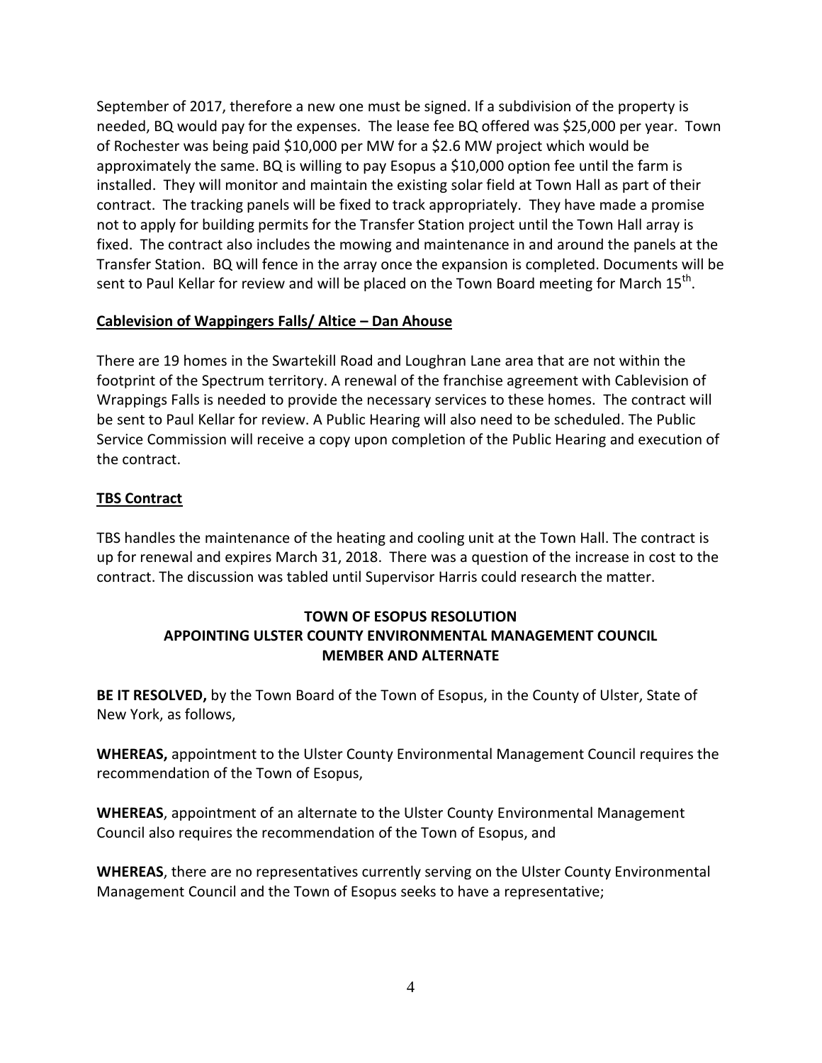September of 2017, therefore a new one must be signed. If a subdivision of the property is needed, BQ would pay for the expenses. The lease fee BQ offered was $25,000 per year. Town of Rochester was being paid $10,000 per MW for a $2.6 MW project which would be approximately the same. BQ is willing to pay Esopus a $10,000 option fee until the farm is installed. They will monitor and maintain the existing solar field at Town Hall as part of their contract. The tracking panels will be fixed to track appropriately. They have made a promise not to apply for building permits for the Transfer Station project until the Town Hall array is fixed. The contract also includes the mowing and maintenance in and around the panels at the Transfer Station. BQ will fence in the array once the expansion is completed. Documents will be sent to Paul Kellar for review and will be placed on the Town Board meeting for March 15th.

**Cablevision of Wappingers Falls/ Altice – Dan Ahouse**

There are 19 homes in the Swartekill Road and Loughran Lane area that are not within the footprint of the Spectrum territory. A renewal of the franchise agreement with Cablevision of Wrappings Falls is needed to provide the necessary services to these homes. The contract will be sent to Paul Kellar for review. A Public Hearing will also need to be scheduled. The Public Service Commission will receive a copy upon completion of the Public Hearing and execution of the contract.

**TBS Contract**

TBS handles the maintenance of the heating and cooling unit at the Town Hall. The contract is up for renewal and expires March 31, 2018. There was a question of the increase in cost to the contract. The discussion was tabled until Supervisor Harris could research the matter.

**TOWN OF ESOPUS RESOLUTION**
**APPOINTING ULSTER COUNTY ENVIRONMENTAL MANAGEMENT COUNCIL MEMBER AND ALTERNATE**

**BE IT RESOLVED,** by the Town Board of the Town of Esopus, in the County of Ulster, State of New York, as follows,

**WHEREAS,** appointment to the Ulster County Environmental Management Council requires the recommendation of the Town of Esopus,

**WHEREAS**, appointment of an alternate to the Ulster County Environmental Management Council also requires the recommendation of the Town of Esopus, and

**WHEREAS**, there are no representatives currently serving on the Ulster County Environmental Management Council and the Town of Esopus seeks to have a representative;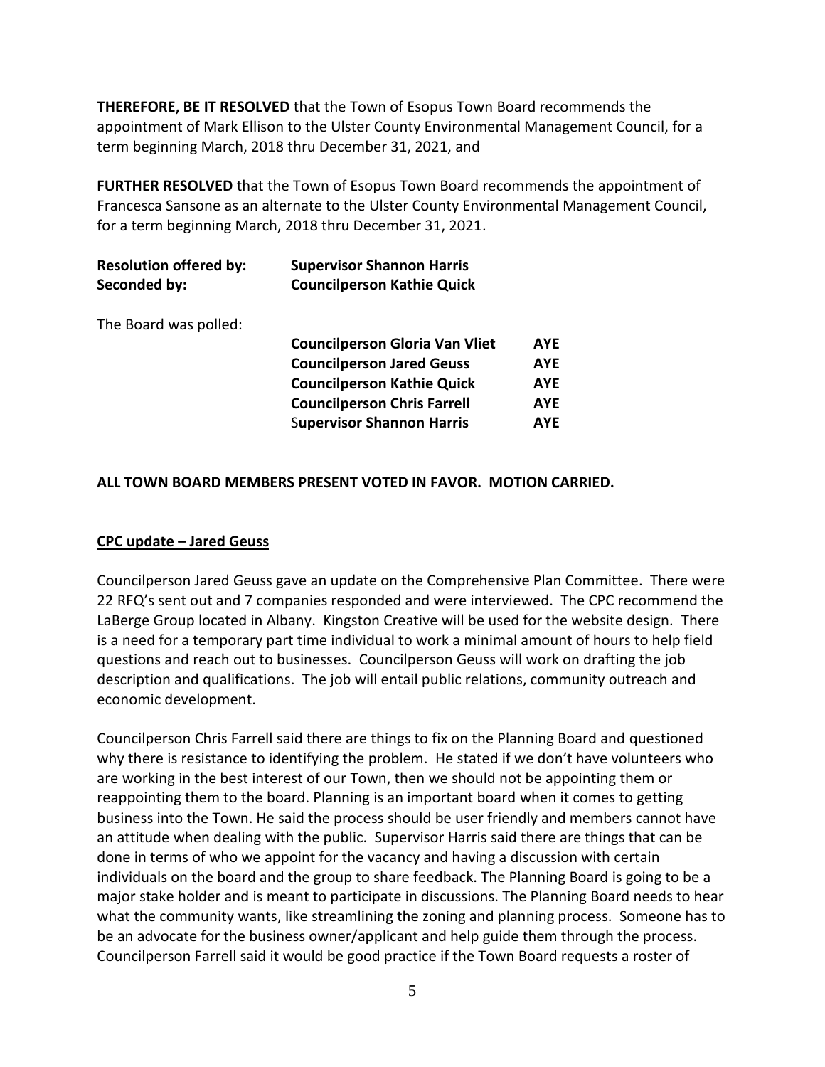**THEREFORE, BE IT RESOLVED** that the Town of Esopus Town Board recommends the appointment of Mark Ellison to the Ulster County Environmental Management Council, for a term beginning March, 2018 thru December 31, 2021, and

**FURTHER RESOLVED** that the Town of Esopus Town Board recommends the appointment of Francesca Sansone as an alternate to the Ulster County Environmental Management Council, for a term beginning March, 2018 thru December 31, 2021.

**Resolution offered by:** **Supervisor Shannon Harris**
**Seconded by:** **Councilperson Kathie Quick**

The Board was polled:

| | |
|---|---|
| **Councilperson Gloria Van Vliet** | **AYE** |
| **Councilperson Jared Geuss** | **AYE** |
| **Councilperson Kathie Quick** | **AYE** |
| **Councilperson Chris Farrell** | **AYE** |
| **Supervisor Shannon Harris** | **AYE** |

**ALL TOWN BOARD MEMBERS PRESENT VOTED IN FAVOR. MOTION CARRIED.**

**CPC update – Jared Geuss**

Councilperson Jared Geuss gave an update on the Comprehensive Plan Committee. There were 22 RFQ's sent out and 7 companies responded and were interviewed. The CPC recommend the LaBerge Group located in Albany. Kingston Creative will be used for the website design. There is a need for a temporary part time individual to work a minimal amount of hours to help field questions and reach out to businesses. Councilperson Geuss will work on drafting the job description and qualifications. The job will entail public relations, community outreach and economic development.

Councilperson Chris Farrell said there are things to fix on the Planning Board and questioned why there is resistance to identifying the problem. He stated if we don't have volunteers who are working in the best interest of our Town, then we should not be appointing them or reappointing them to the board. Planning is an important board when it comes to getting business into the Town. He said the process should be user friendly and members cannot have an attitude when dealing with the public. Supervisor Harris said there are things that can be done in terms of who we appoint for the vacancy and having a discussion with certain individuals on the board and the group to share feedback. The Planning Board is going to be a major stake holder and is meant to participate in discussions. The Planning Board needs to hear what the community wants, like streamlining the zoning and planning process. Someone has to be an advocate for the business owner/applicant and help guide them through the process. Councilperson Farrell said it would be good practice if the Town Board requests a roster of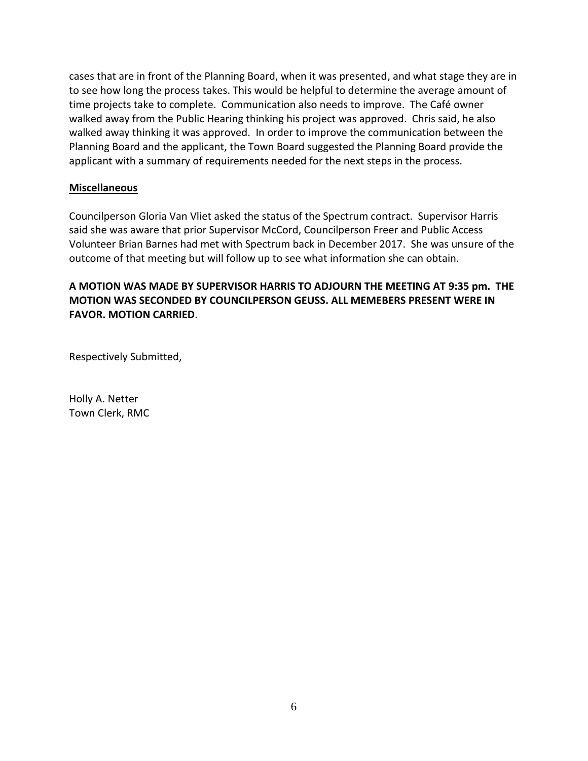cases that are in front of the Planning Board, when it was presented, and what stage they are in to see how long the process takes. This would be helpful to determine the average amount of time projects take to complete. Communication also needs to improve. The Café owner walked away from the Public Hearing thinking his project was approved. Chris said, he also walked away thinking it was approved. In order to improve the communication between the Planning Board and the applicant, the Town Board suggested the Planning Board provide the applicant with a summary of requirements needed for the next steps in the process.

**Miscellaneous**

Councilperson Gloria Van Vliet asked the status of the Spectrum contract. Supervisor Harris said she was aware that prior Supervisor McCord, Councilperson Freer and Public Access Volunteer Brian Barnes had met with Spectrum back in December 2017. She was unsure of the outcome of that meeting but will follow up to see what information she can obtain.

**A MOTION WAS MADE BY SUPERVISOR HARRIS TO ADJOURN THE MEETING AT 9:35 pm. THE MOTION WAS SECONDED BY COUNCILPERSON GEUSS. ALL MEMEBERS PRESENT WERE IN FAVOR. MOTION CARRIED**.

Respectively Submitted,

Holly A. Netter
Town Clerk, RMC